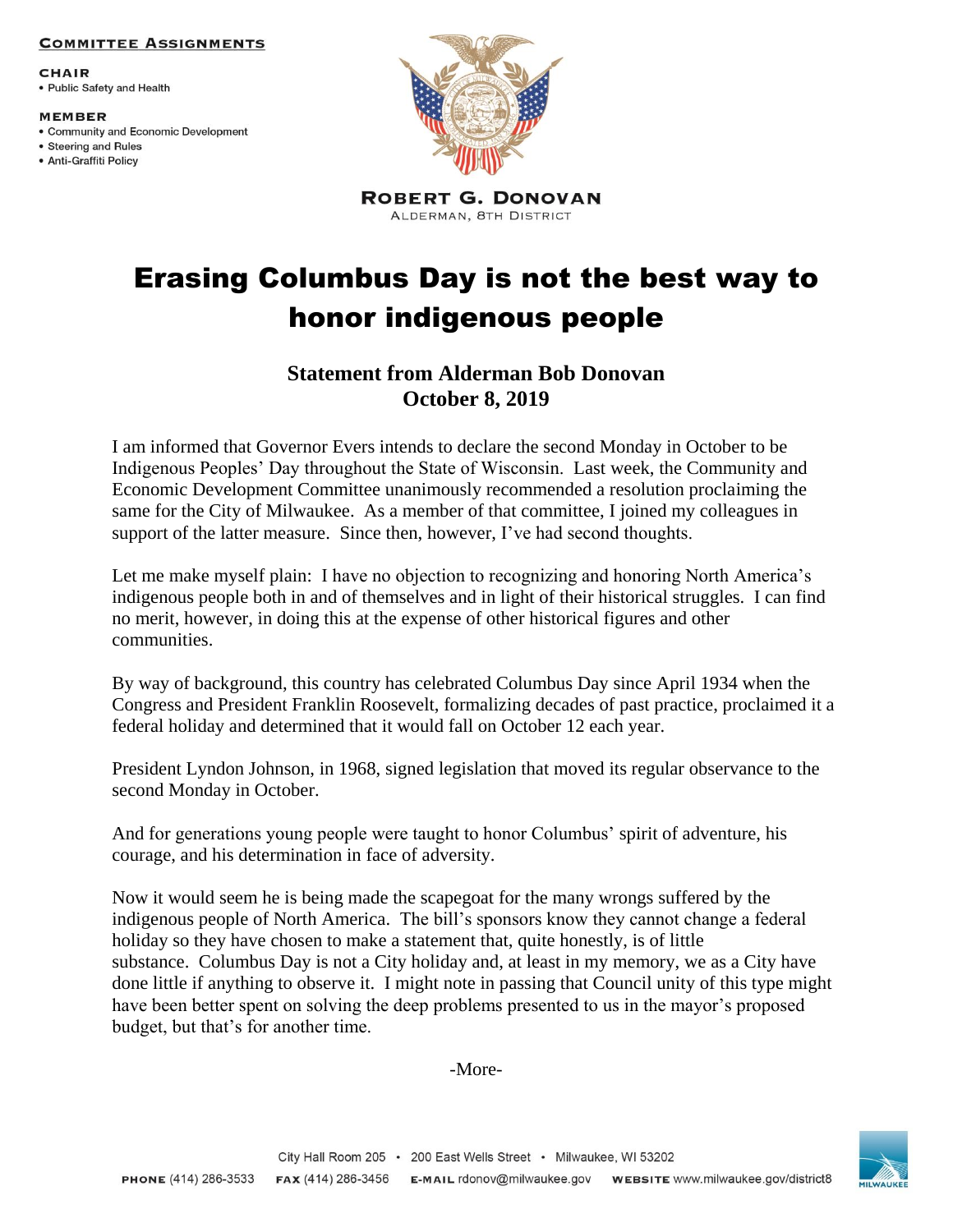**Committee Assignments**

**CHAIR**
- Public Safety and Health

**MEMBER**
- Community and Economic Development
- Steering and Rules
- Anti-Graffiti Policy

**ROBERT G. DONOVAN**
ALDERMAN, 8TH DISTRICT

# Erasing Columbus Day is not the best way to honor indigenous people

## Statement from Alderman Bob Donovan
## October 8, 2019

I am informed that Governor Evers intends to declare the second Monday in October to be Indigenous Peoples' Day throughout the State of Wisconsin. Last week, the Community and Economic Development Committee unanimously recommended a resolution proclaiming the same for the City of Milwaukee. As a member of that committee, I joined my colleagues in support of the latter measure. Since then, however, I've had second thoughts.

Let me make myself plain: I have no objection to recognizing and honoring North America's indigenous people both in and of themselves and in light of their historical struggles. I can find no merit, however, in doing this at the expense of other historical figures and other communities.

By way of background, this country has celebrated Columbus Day since April 1934 when the Congress and President Franklin Roosevelt, formalizing decades of past practice, proclaimed it a federal holiday and determined that it would fall on October 12 each year.

President Lyndon Johnson, in 1968, signed legislation that moved its regular observance to the second Monday in October.

And for generations young people were taught to honor Columbus' spirit of adventure, his courage, and his determination in face of adversity.

Now it would seem he is being made the scapegoat for the many wrongs suffered by the indigenous people of North America. The bill's sponsors know they cannot change a federal holiday so they have chosen to make a statement that, quite honestly, is of little substance. Columbus Day is not a City holiday and, at least in my memory, we as a City have done little if anything to observe it. I might note in passing that Council unity of this type might have been better spent on solving the deep problems presented to us in the mayor's proposed budget, but that's for another time.

-More-

City Hall Room 205 • 200 East Wells Street • Milwaukee, WI 53202

PHONE (414) 286-3533 FAX (414) 286-3456 E-MAIL rdonov@milwaukee.gov WEBSITE www.milwaukee.gov/district8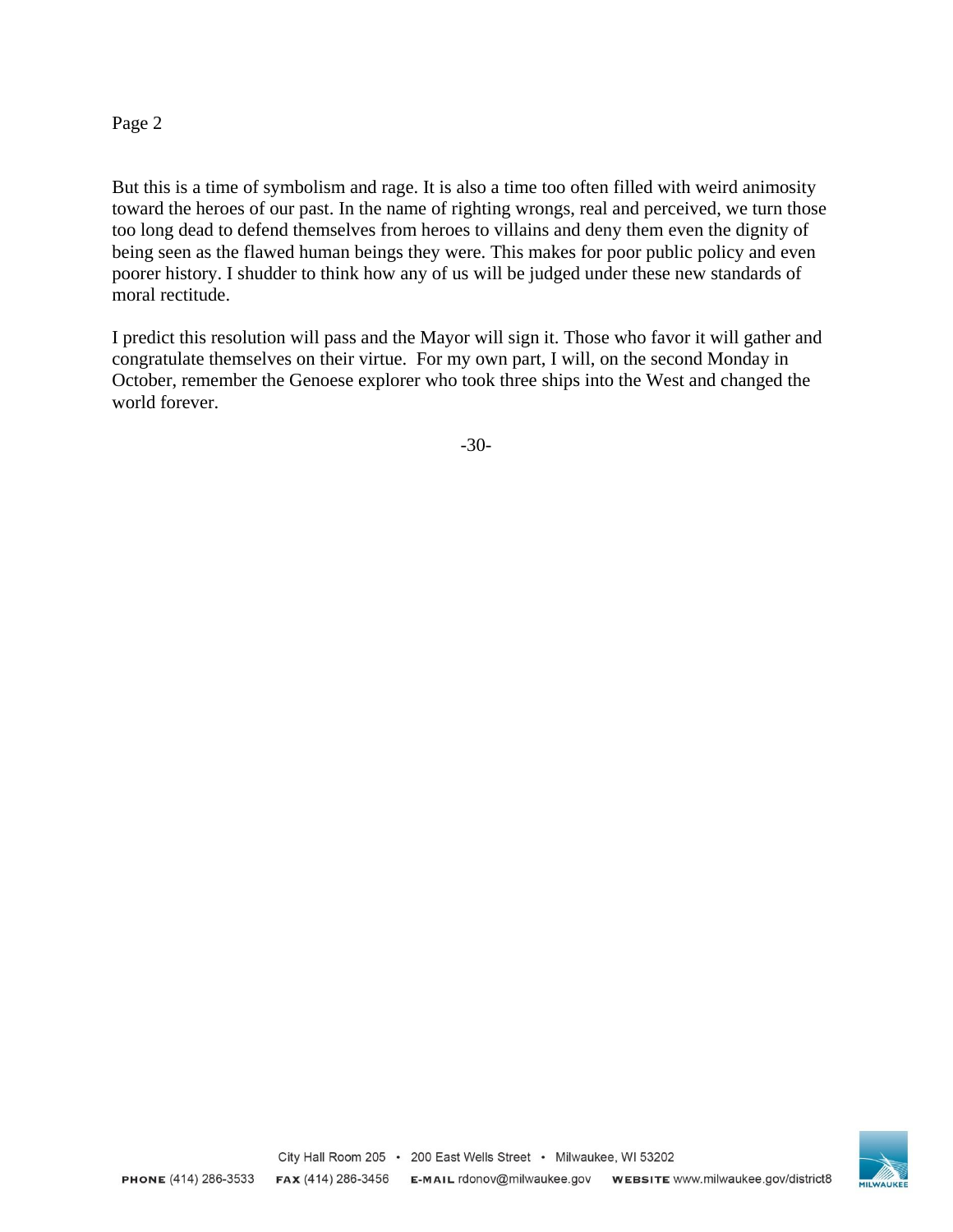But this is a time of symbolism and rage. It is also a time too often filled with weird animosity toward the heroes of our past. In the name of righting wrongs, real and perceived, we turn those too long dead to defend themselves from heroes to villains and deny them even the dignity of being seen as the flawed human beings they were. This makes for poor public policy and even poorer history. I shudder to think how any of us will be judged under these new standards of moral rectitude.

I predict this resolution will pass and the Mayor will sign it. Those who favor it will gather and congratulate themselves on their virtue. For my own part, I will, on the second Monday in October, remember the Genoese explorer who took three ships into the West and changed the world forever.

-30-